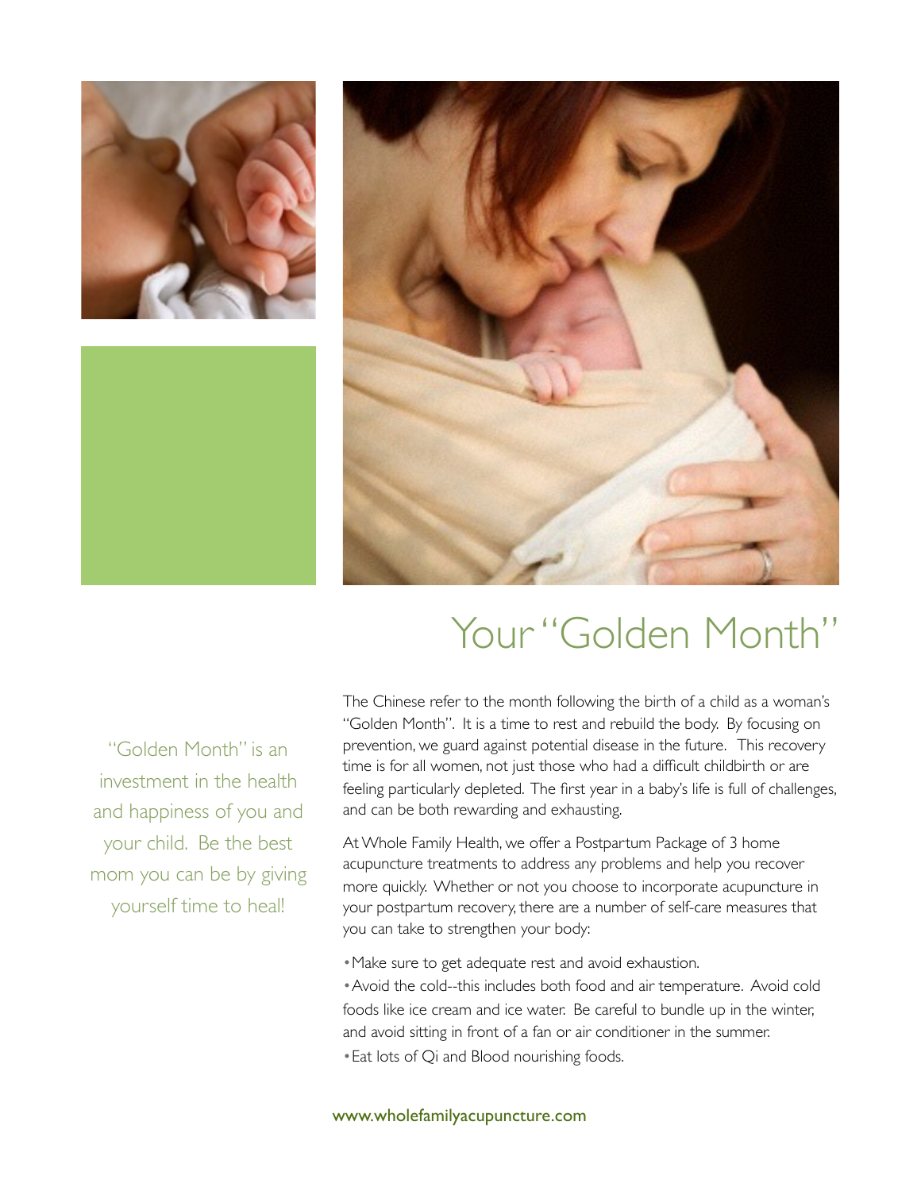# Your "Golden Month"

"Golden Month" is an investment in the health and happiness of you and your child. Be the best mom you can be by giving yourself time to heal!

The Chinese refer to the month following the birth of a child as a woman's "Golden Month". It is a time to rest and rebuild the body. By focusing on prevention, we guard against potential disease in the future. This recovery time is for all women, not just those who had a difficult childbirth or are feeling particularly depleted. The first year in a baby's life is full of challenges, and can be both rewarding and exhausting.

At Whole Family Health, we offer a Postpartum Package of 3 home acupuncture treatments to address any problems and help you recover more quickly. Whether or not you choose to incorporate acupuncture in your postpartum recovery, there are a number of self-care measures that you can take to strengthen your body:

- Make sure to get adequate rest and avoid exhaustion.
- Avoid the cold--this includes both food and air temperature. Avoid cold foods like ice cream and ice water. Be careful to bundle up in the winter, and avoid sitting in front of a fan or air conditioner in the summer.
- Eat lots of Qi and Blood nourishing foods.

www.wholefamilyacupuncture.com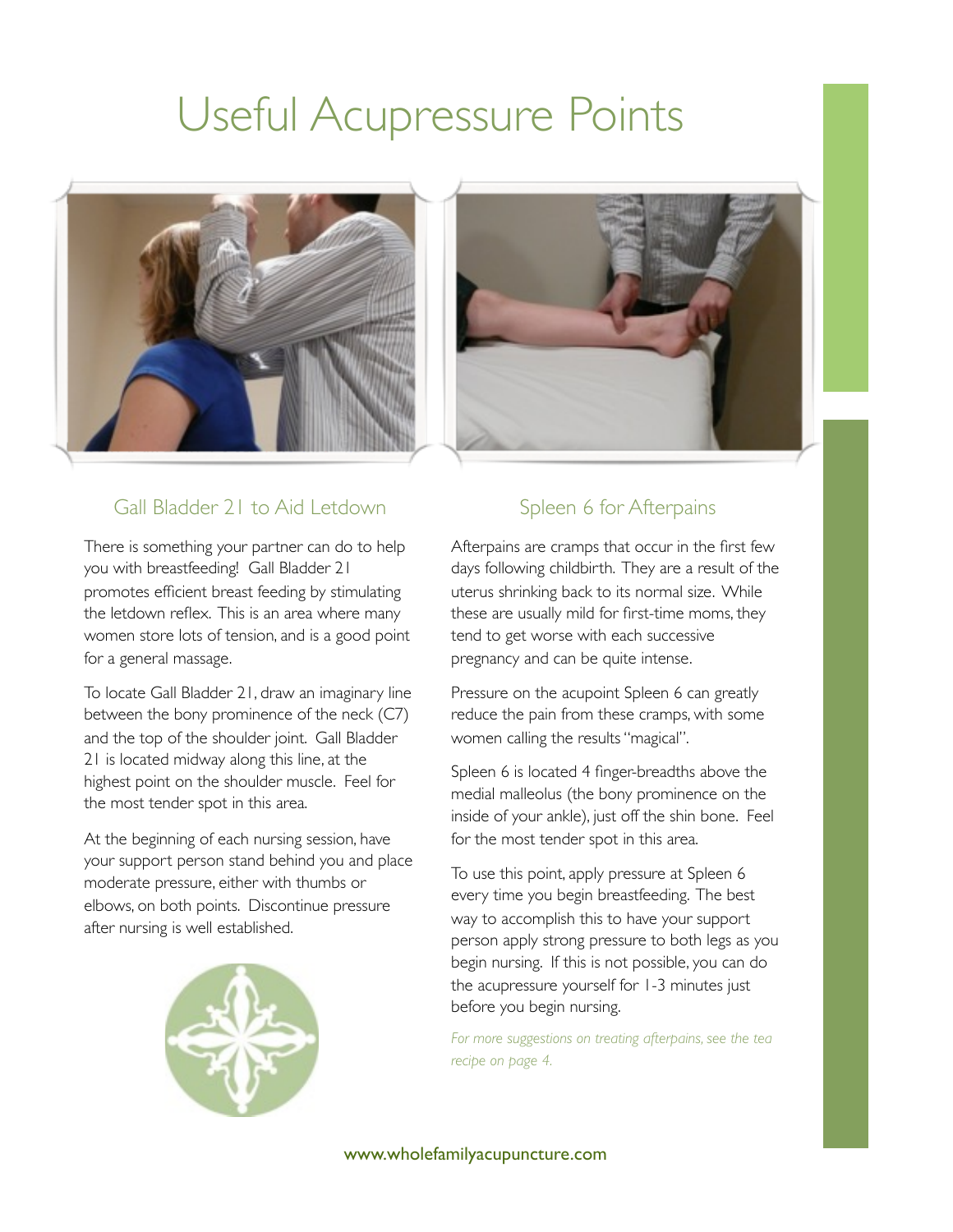# Useful Acupressure Points

## Gall Bladder 21 to Aid Letdown

There is something your partner can do to help you with breastfeeding! Gall Bladder 21 promotes efficient breast feeding by stimulating the letdown reflex. This is an area where many women store lots of tension, and is a good point for a general massage.

To locate Gall Bladder 21, draw an imaginary line between the bony prominence of the neck (C7) and the top of the shoulder joint. Gall Bladder 21 is located midway along this line, at the highest point on the shoulder muscle. Feel for the most tender spot in this area.

At the beginning of each nursing session, have your support person stand behind you and place moderate pressure, either with thumbs or elbows, on both points. Discontinue pressure after nursing is well established.

## Spleen 6 for Afterpains

Afterpains are cramps that occur in the first few days following childbirth. They are a result of the uterus shrinking back to its normal size. While these are usually mild for first-time moms, they tend to get worse with each successive pregnancy and can be quite intense.

Pressure on the acupoint Spleen 6 can greatly reduce the pain from these cramps, with some women calling the results "magical".

Spleen 6 is located 4 finger-breadths above the medial malleolus (the bony prominence on the inside of your ankle), just off the shin bone. Feel for the most tender spot in this area.

To use this point, apply pressure at Spleen 6 every time you begin breastfeeding. The best way to accomplish this to have your support person apply strong pressure to both legs as you begin nursing. If this is not possible, you can do the acupressure yourself for 1-3 minutes just before you begin nursing.

*For more suggestions on treating afterpains, see the tea recipe on page 4.*

www.wholefamilyacupuncture.com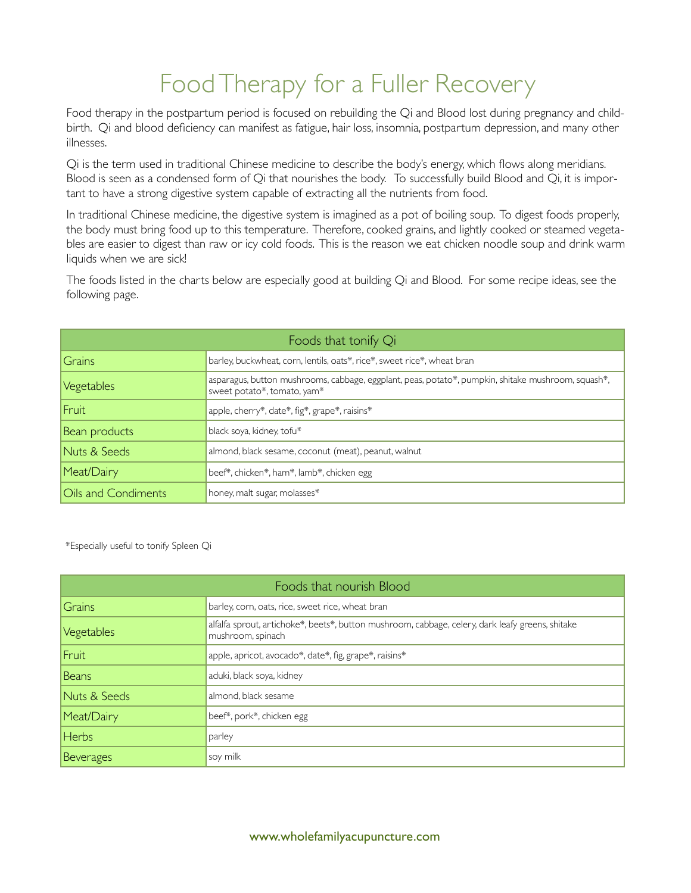# Food Therapy for a Fuller Recovery

Food therapy in the postpartum period is focused on rebuilding the Qi and Blood lost during pregnancy and childbirth. Qi and blood deficiency can manifest as fatigue, hair loss, insomnia, postpartum depression, and many other illnesses.

Qi is the term used in traditional Chinese medicine to describe the body's energy, which flows along meridians. Blood is seen as a condensed form of Qi that nourishes the body. To successfully build Blood and Qi, it is important to have a strong digestive system capable of extracting all the nutrients from food.

In traditional Chinese medicine, the digestive system is imagined as a pot of boiling soup. To digest foods properly, the body must bring food up to this temperature. Therefore, cooked grains, and lightly cooked or steamed vegetables are easier to digest than raw or icy cold foods. This is the reason we eat chicken noodle soup and drink warm liquids when we are sick!

The foods listed in the charts below are especially good at building Qi and Blood. For some recipe ideas, see the following page.

| Foods that tonify Qi | |
|---|---|
| Grains | barley, buckwheat, corn, lentils, oats*, rice*, sweet rice*, wheat bran |
| Vegetables | asparagus, button mushrooms, cabbage, eggplant, peas, potato*, pumpkin, shitake mushroom, squash*, sweet potato*, tomato, yam* |
| Fruit | apple, cherry*, date*, fig*, grape*, raisins* |
| Bean products | black soya, kidney, tofu* |
| Nuts & Seeds | almond, black sesame, coconut (meat), peanut, walnut |
| Meat/Dairy | beef*, chicken*, ham*, lamb*, chicken egg |
| Oils and Condiments | honey, malt sugar, molasses* |

*Especially useful to tonify Spleen Qi

| Foods that nourish Blood | |
|---|---|
| Grains | barley, corn, oats, rice, sweet rice, wheat bran |
| Vegetables | alfalfa sprout, artichoke*, beets*, button mushroom, cabbage, celery, dark leafy greens, shitake mushroom, spinach |
| Fruit | apple, apricot, avocado*, date*, fig, grape*, raisins* |
| Beans | aduki, black soya, kidney |
| Nuts & Seeds | almond, black sesame |
| Meat/Dairy | beef*, pork*, chicken egg |
| Herbs | parley |
| Beverages | soy milk |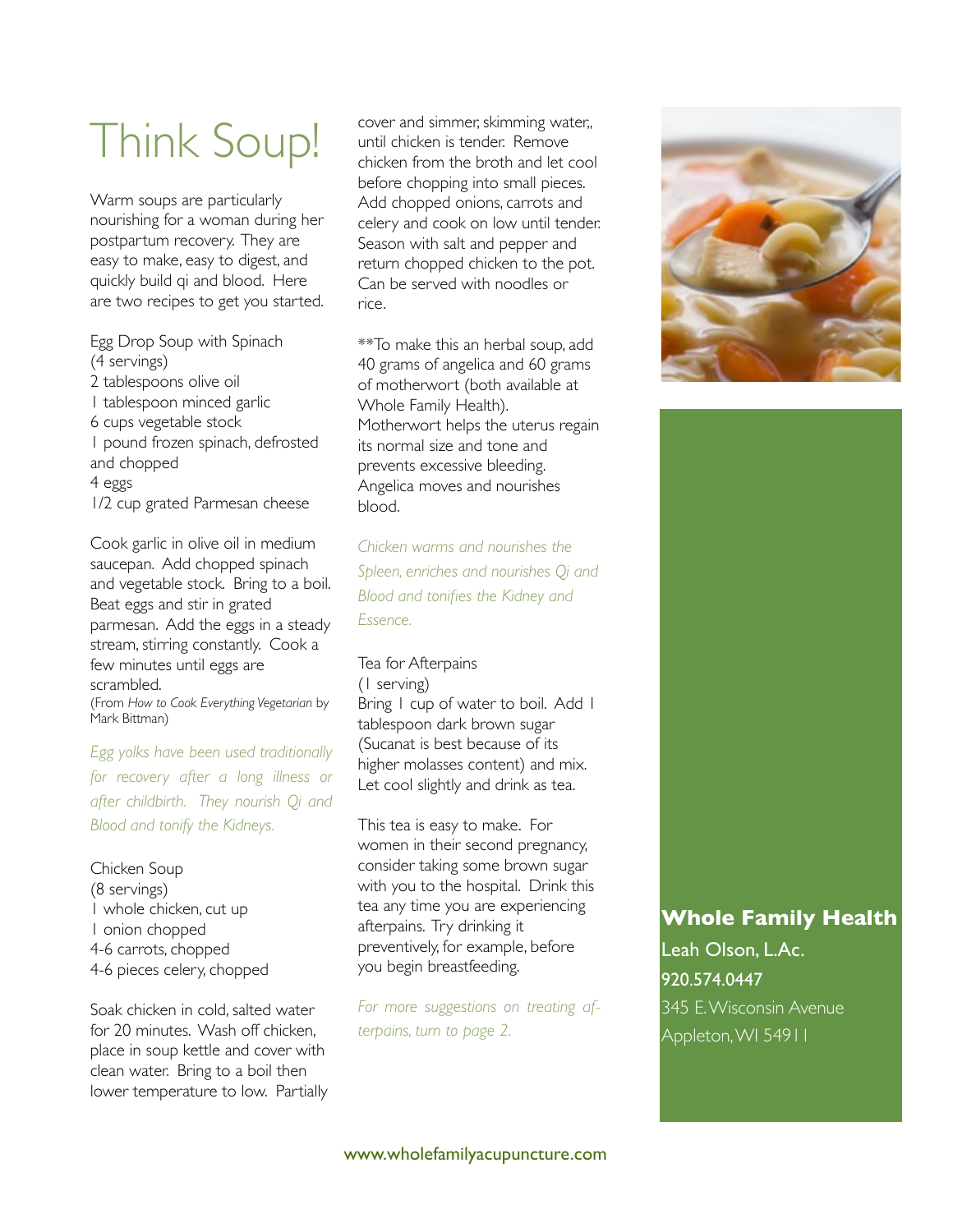# Think Soup!

Warm soups are particularly nourishing for a woman during her postpartum recovery. They are easy to make, easy to digest, and quickly build qi and blood. Here are two recipes to get you started.

Egg Drop Soup with Spinach
(4 servings)
2 tablespoons olive oil
1 tablespoon minced garlic
6 cups vegetable stock
1 pound frozen spinach, defrosted and chopped
4 eggs
1/2 cup grated Parmesan cheese

Cook garlic in olive oil in medium saucepan. Add chopped spinach and vegetable stock. Bring to a boil. Beat eggs and stir in grated parmesan. Add the eggs in a steady stream, stirring constantly. Cook a few minutes until eggs are scrambled.
(From *How to Cook Everything Vegetarian* by Mark Bittman)

*Egg yolks have been used traditionally for recovery after a long illness or after childbirth. They nourish Qi and Blood and tonify the Kidneys.*

Chicken Soup
(8 servings)
1 whole chicken, cut up
1 onion chopped
4-6 carrots, chopped
4-6 pieces celery, chopped

Soak chicken in cold, salted water for 20 minutes. Wash off chicken, place in soup kettle and cover with clean water. Bring to a boil then lower temperature to low. Partially cover and simmer, skimming water,, until chicken is tender. Remove chicken from the broth and let cool before chopping into small pieces. Add chopped onions, carrots and celery and cook on low until tender. Season with salt and pepper and return chopped chicken to the pot. Can be served with noodles or rice.

**To make this an herbal soup, add 40 grams of angelica and 60 grams of motherwort (both available at Whole Family Health). Motherwort helps the uterus regain its normal size and tone and prevents excessive bleeding. Angelica moves and nourishes blood.

*Chicken warms and nourishes the Spleen, enriches and nourishes Qi and Blood and tonifies the Kidney and Essence.*

Tea for Afterpains
(1 serving)
Bring 1 cup of water to boil. Add 1 tablespoon dark brown sugar (Sucanat is best because of its higher molasses content) and mix. Let cool slightly and drink as tea.

This tea is easy to make. For women in their second pregnancy, consider taking some brown sugar with you to the hospital. Drink this tea any time you are experiencing afterpains. Try drinking it preventively, for example, before you begin breastfeeding.

*For more suggestions on treating afterpains, turn to page 2.*

**Whole Family Health**
Leah Olson, L.Ac.
**920.574.0447**
345 E. Wisconsin Avenue
Appleton, WI 54911

www.wholefamilyacupuncture.com